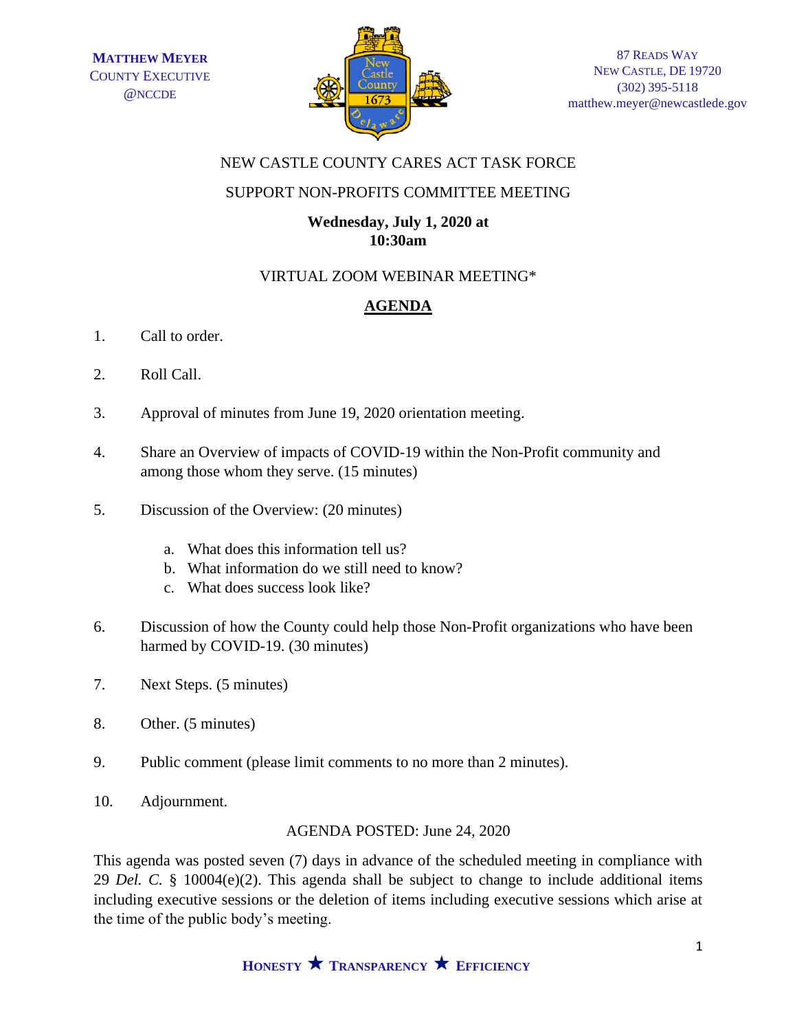**MATTHEW MEYER**
COUNTY EXECUTIVE
@NCCDE

87 READS WAY
NEW CASTLE, DE 19720
(302) 395-5118
matthew.meyer@newcastlede.gov

NEW CASTLE COUNTY CARES ACT TASK FORCE

SUPPORT NON-PROFITS COMMITTEE MEETING

**Wednesday, July 1, 2020 at 10:30am**

VIRTUAL ZOOM WEBINAR MEETING*

## AGENDA

1. Call to order.
2. Roll Call.
3. Approval of minutes from June 19, 2020 orientation meeting.
4. Share an Overview of impacts of COVID-19 within the Non-Profit community and among those whom they serve. (15 minutes)
5. Discussion of the Overview: (20 minutes)
   a. What does this information tell us?
   b. What information do we still need to know?
   c. What does success look like?
6. Discussion of how the County could help those Non-Profit organizations who have been harmed by COVID-19. (30 minutes)
7. Next Steps. (5 minutes)
8. Other. (5 minutes)
9. Public comment (please limit comments to no more than 2 minutes).
10. Adjournment.

AGENDA POSTED: June 24, 2020

This agenda was posted seven (7) days in advance of the scheduled meeting in compliance with 29 *Del. C.* § 10004(e)(2). This agenda shall be subject to change to include additional items including executive sessions or the deletion of items including executive sessions which arise at the time of the public body's meeting.

**HONESTY ★ TRANSPARENCY ★ EFFICIENCY**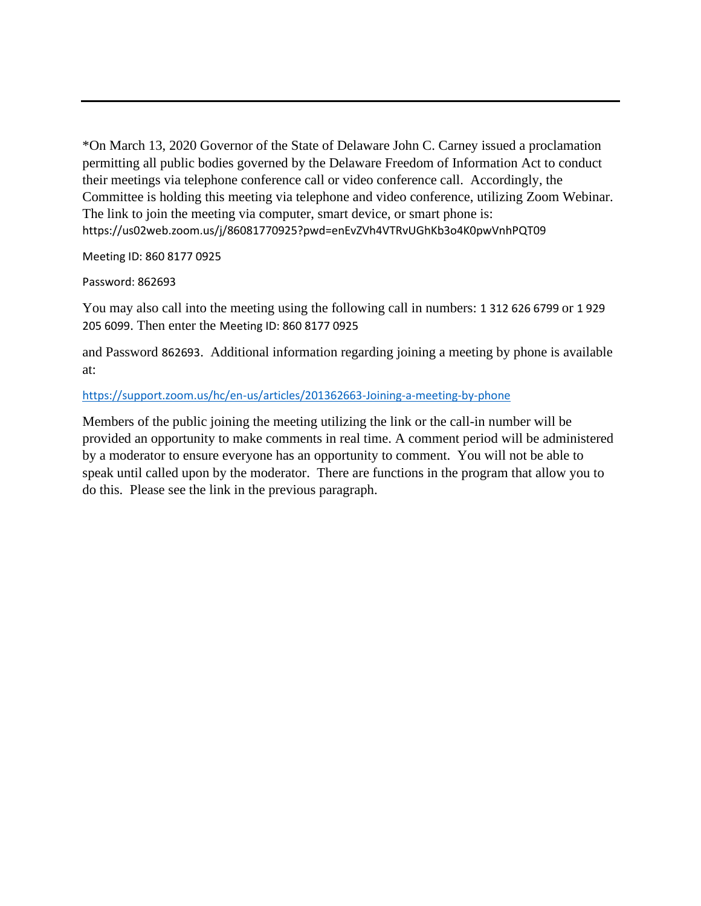---

*On March 13, 2020 Governor of the State of Delaware John C. Carney issued a proclamation permitting all public bodies governed by the Delaware Freedom of Information Act to conduct their meetings via telephone conference call or video conference call. Accordingly, the Committee is holding this meeting via telephone and video conference, utilizing Zoom Webinar. The link to join the meeting via computer, smart device, or smart phone is: https://us02web.zoom.us/j/86081770925?pwd=enEvZVh4VTRvUGhKb3o4K0pwVnhPQT09

Meeting ID: 860 8177 0925

Password: 862693

You may also call into the meeting using the following call in numbers: 1 312 626 6799 or 1 929 205 6099. Then enter the Meeting ID: 860 8177 0925

and Password 862693. Additional information regarding joining a meeting by phone is available at:

https://support.zoom.us/hc/en-us/articles/201362663-Joining-a-meeting-by-phone

Members of the public joining the meeting utilizing the link or the call-in number will be provided an opportunity to make comments in real time. A comment period will be administered by a moderator to ensure everyone has an opportunity to comment. You will not be able to speak until called upon by the moderator. There are functions in the program that allow you to do this. Please see the link in the previous paragraph.